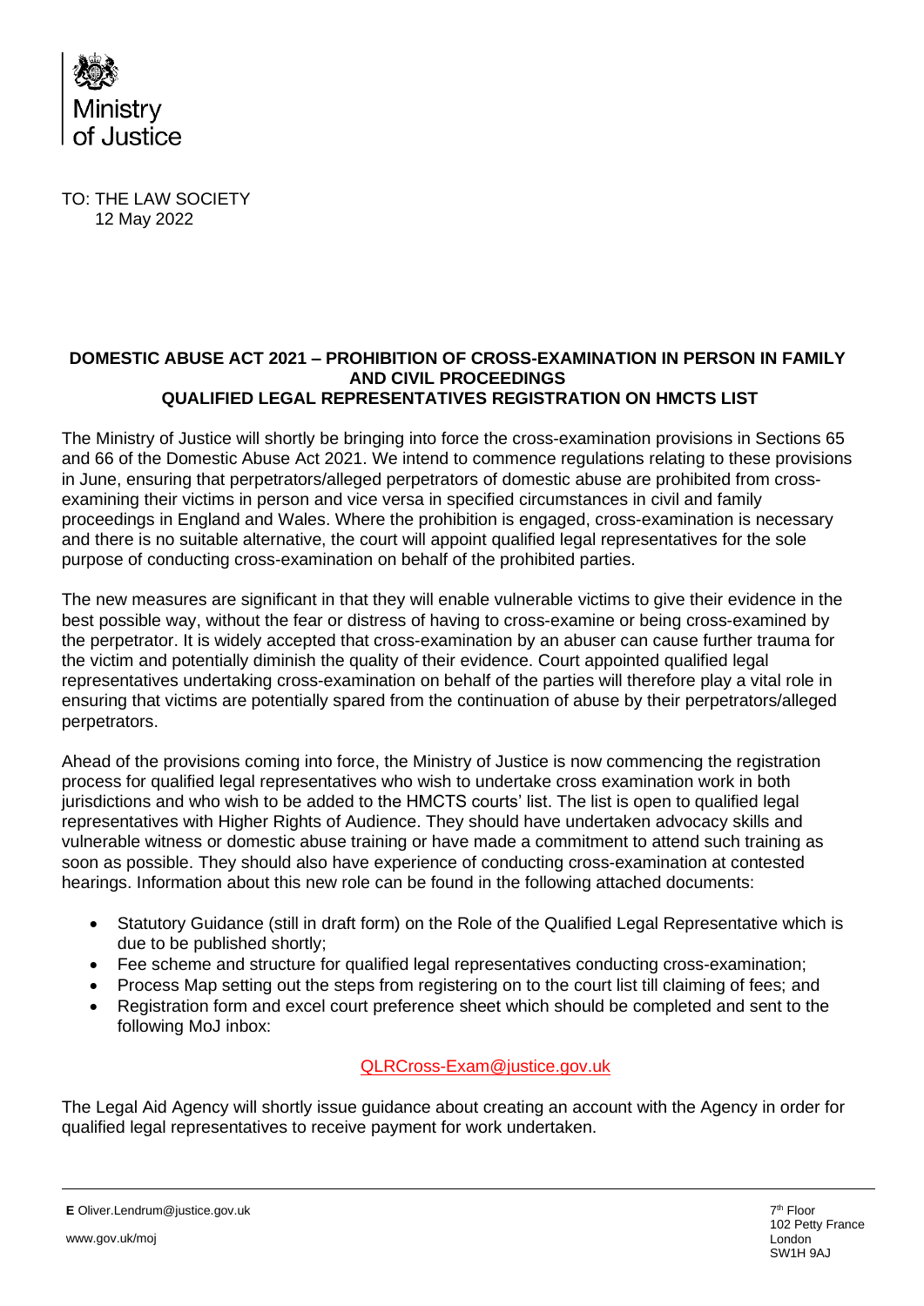Ministry of Justice

TO: THE LAW SOCIETY
12 May 2022

**DOMESTIC ABUSE ACT 2021 – PROHIBITION OF CROSS-EXAMINATION IN PERSON IN FAMILY AND CIVIL PROCEEDINGS**
**QUALIFIED LEGAL REPRESENTATIVES REGISTRATION ON HMCTS LIST**

The Ministry of Justice will shortly be bringing into force the cross-examination provisions in Sections 65 and 66 of the Domestic Abuse Act 2021. We intend to commence regulations relating to these provisions in June, ensuring that perpetrators/alleged perpetrators of domestic abuse are prohibited from cross-examining their victims in person and vice versa in specified circumstances in civil and family proceedings in England and Wales. Where the prohibition is engaged, cross-examination is necessary and there is no suitable alternative, the court will appoint qualified legal representatives for the sole purpose of conducting cross-examination on behalf of the prohibited parties.

The new measures are significant in that they will enable vulnerable victims to give their evidence in the best possible way, without the fear or distress of having to cross-examine or being cross-examined by the perpetrator. It is widely accepted that cross-examination by an abuser can cause further trauma for the victim and potentially diminish the quality of their evidence. Court appointed qualified legal representatives undertaking cross-examination on behalf of the parties will therefore play a vital role in ensuring that victims are potentially spared from the continuation of abuse by their perpetrators/alleged perpetrators.

Ahead of the provisions coming into force, the Ministry of Justice is now commencing the registration process for qualified legal representatives who wish to undertake cross examination work in both jurisdictions and who wish to be added to the HMCTS courts' list. The list is open to qualified legal representatives with Higher Rights of Audience. They should have undertaken advocacy skills and vulnerable witness or domestic abuse training or have made a commitment to attend such training as soon as possible. They should also have experience of conducting cross-examination at contested hearings. Information about this new role can be found in the following attached documents:

- Statutory Guidance (still in draft form) on the Role of the Qualified Legal Representative which is due to be published shortly;
- Fee scheme and structure for qualified legal representatives conducting cross-examination;
- Process Map setting out the steps from registering on to the court list till claiming of fees; and
- Registration form and excel court preference sheet which should be completed and sent to the following MoJ inbox:

QLRCross-Exam@justice.gov.uk

The Legal Aid Agency will shortly issue guidance about creating an account with the Agency in order for qualified legal representatives to receive payment for work undertaken.

**E** Oliver.Lendrum@justice.gov.uk

www.gov.uk/moj

7th Floor
102 Petty France
London
SW1H 9AJ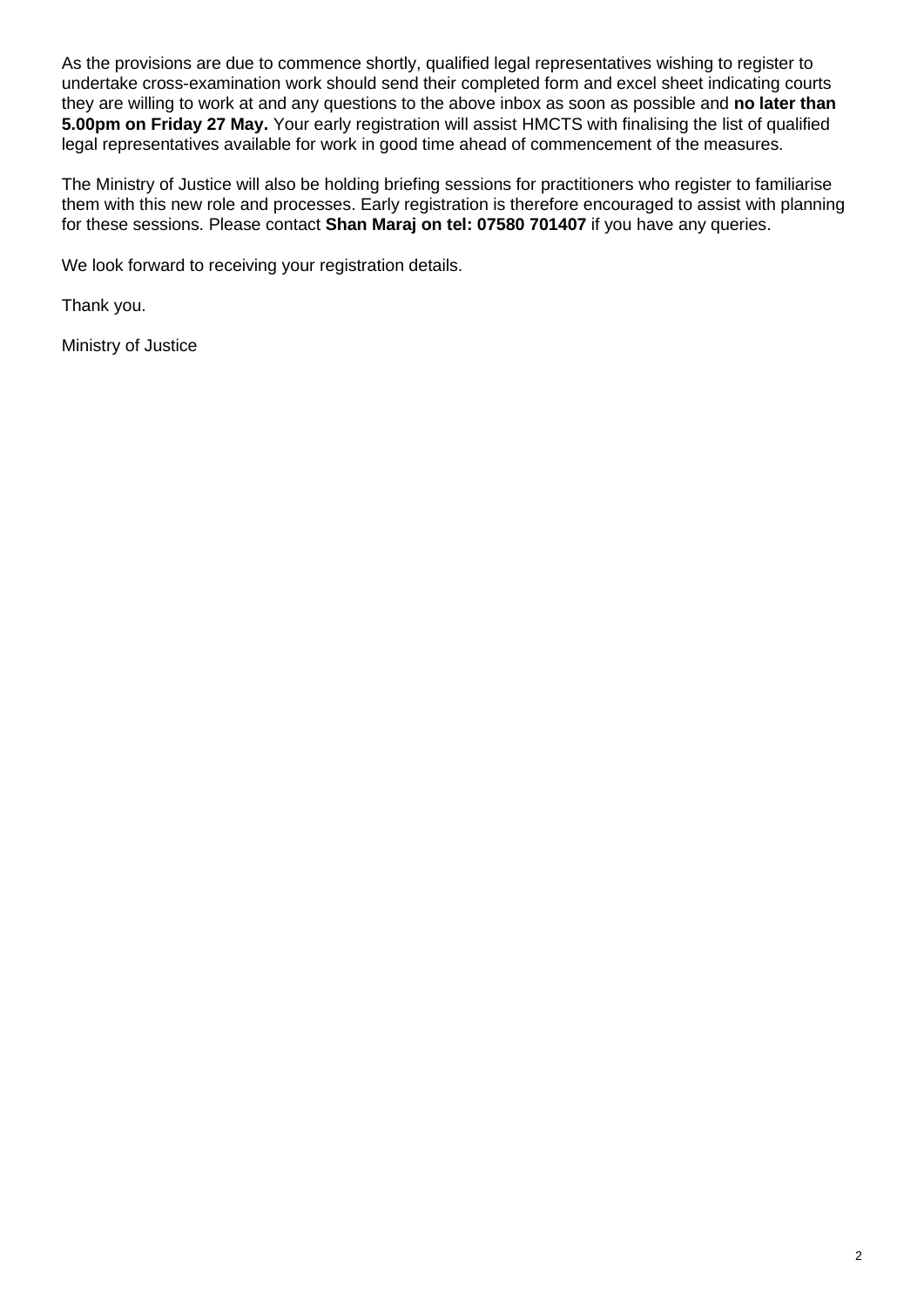As the provisions are due to commence shortly, qualified legal representatives wishing to register to undertake cross-examination work should send their completed form and excel sheet indicating courts they are willing to work at and any questions to the above inbox as soon as possible and **no later than 5.00pm on Friday 27 May.** Your early registration will assist HMCTS with finalising the list of qualified legal representatives available for work in good time ahead of commencement of the measures.

The Ministry of Justice will also be holding briefing sessions for practitioners who register to familiarise them with this new role and processes. Early registration is therefore encouraged to assist with planning for these sessions. Please contact **Shan Maraj on tel: 07580 701407** if you have any queries.

We look forward to receiving your registration details.

Thank you.

Ministry of Justice